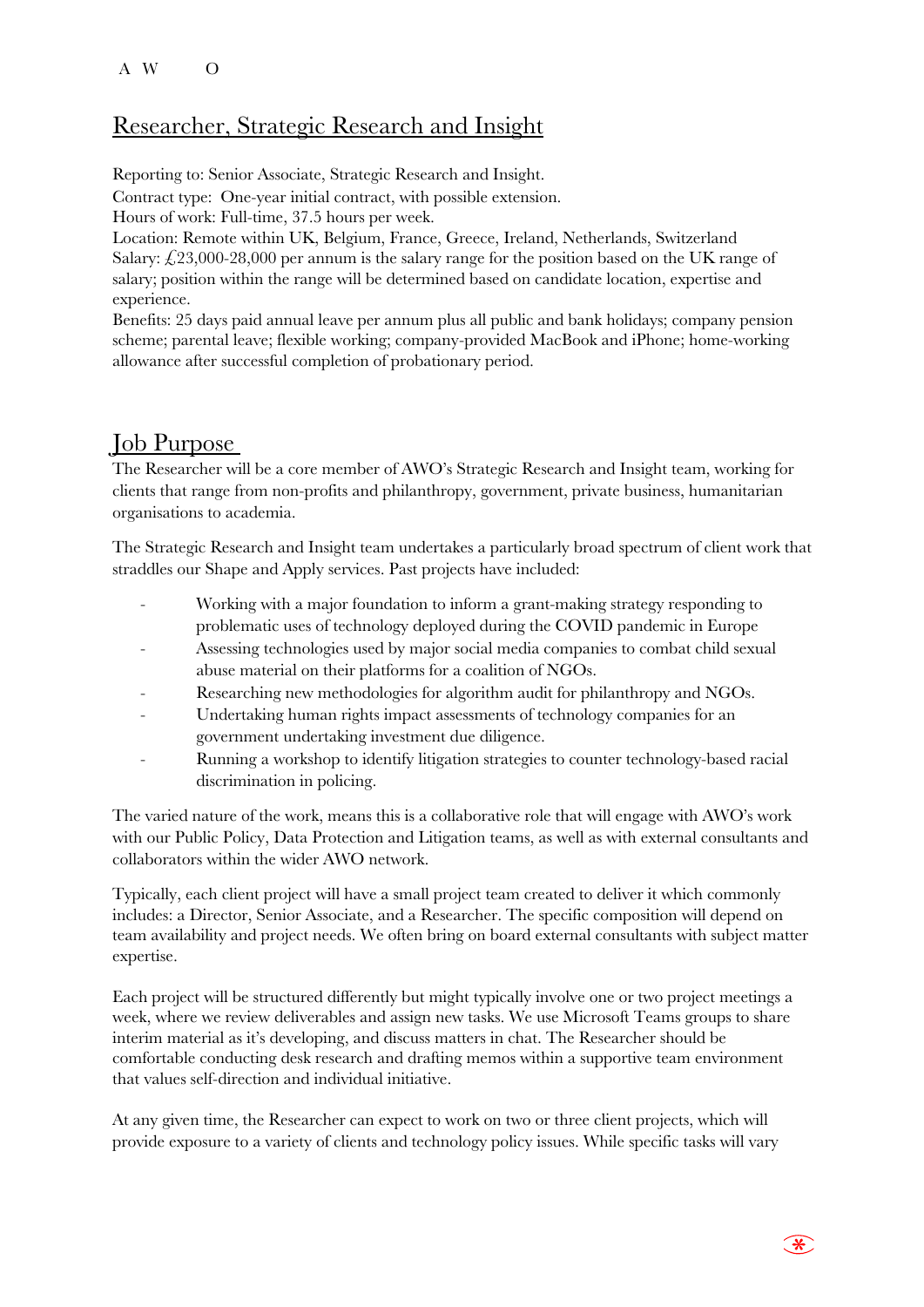A W O

# Researcher, Strategic Research and Insight

Reporting to: Senior Associate, Strategic Research and Insight.

Contract type: One-year initial contract, with possible extension.

Hours of work: Full-time, 37.5 hours per week.

Location: Remote within UK, Belgium, France, Greece, Ireland, Netherlands, Switzerland

Salary: £23,000-28,000 per annum is the salary range for the position based on the UK range of salary; position within the range will be determined based on candidate location, expertise and experience.

Benefits: 25 days paid annual leave per annum plus all public and bank holidays; company pension scheme; parental leave; flexible working; company-provided MacBook and iPhone; home-working allowance after successful completion of probationary period.

## Job Purpose

The Researcher will be a core member of AWO's Strategic Research and Insight team, working for clients that range from non-profits and philanthropy, government, private business, humanitarian organisations to academia.

The Strategic Research and Insight team undertakes a particularly broad spectrum of client work that straddles our Shape and Apply services. Past projects have included:

- Working with a major foundation to inform a grant-making strategy responding to problematic uses of technology deployed during the COVID pandemic in Europe
- Assessing technologies used by major social media companies to combat child sexual abuse material on their platforms for a coalition of NGOs.
- Researching new methodologies for algorithm audit for philanthropy and NGOs.
- Undertaking human rights impact assessments of technology companies for an government undertaking investment due diligence.
- Running a workshop to identify litigation strategies to counter technology-based racial discrimination in policing.

The varied nature of the work, means this is a collaborative role that will engage with AWO's work with our Public Policy, Data Protection and Litigation teams, as well as with external consultants and collaborators within the wider AWO network.

Typically, each client project will have a small project team created to deliver it which commonly includes: a Director, Senior Associate, and a Researcher. The specific composition will depend on team availability and project needs. We often bring on board external consultants with subject matter expertise.

Each project will be structured differently but might typically involve one or two project meetings a week, where we review deliverables and assign new tasks. We use Microsoft Teams groups to share interim material as it's developing, and discuss matters in chat. The Researcher should be comfortable conducting desk research and drafting memos within a supportive team environment that values self-direction and individual initiative.

At any given time, the Researcher can expect to work on two or three client projects, which will provide exposure to a variety of clients and technology policy issues. While specific tasks will vary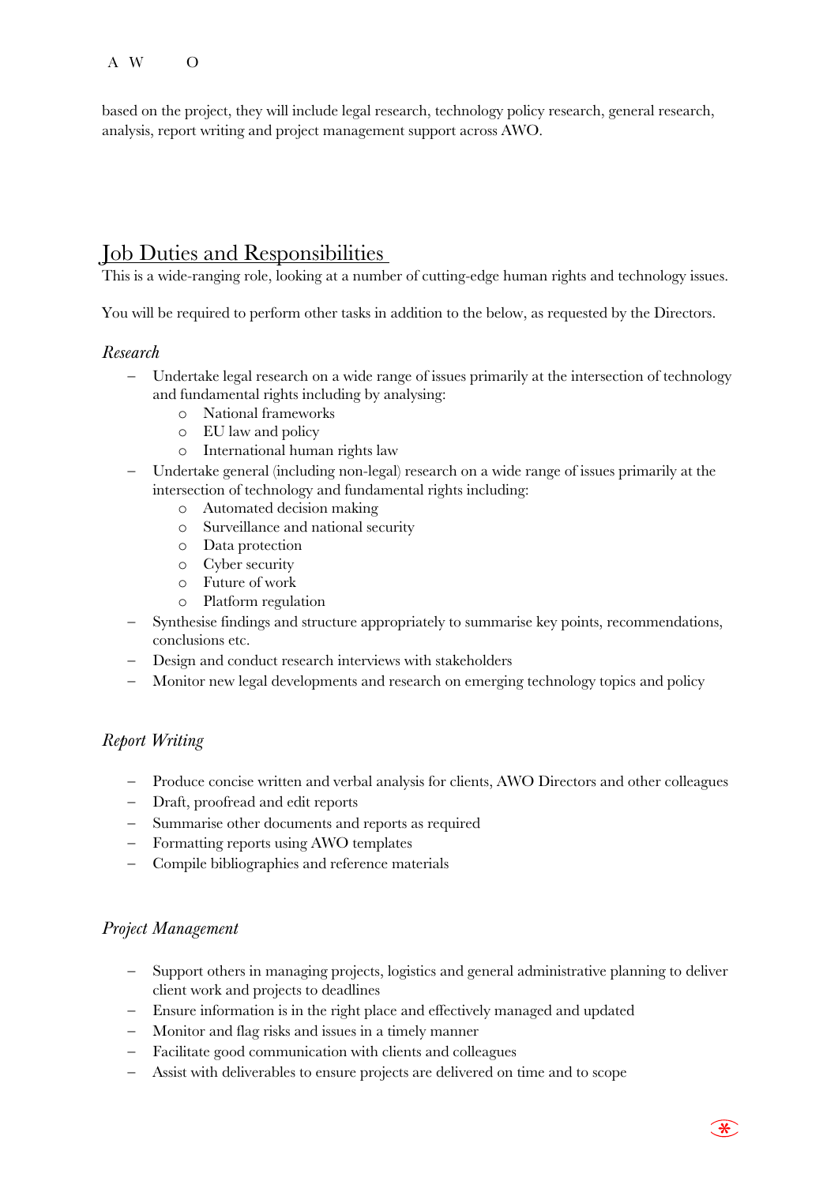based on the project, they will include legal research, technology policy research, general research, analysis, report writing and project management support across AWO.

## Job Duties and Responsibilities

This is a wide-ranging role, looking at a number of cutting-edge human rights and technology issues.

You will be required to perform other tasks in addition to the below, as requested by the Directors.

### *Research*

- Undertake legal research on a wide range of issues primarily at the intersection of technology and fundamental rights including by analysing:
  - National frameworks
  - EU law and policy
  - International human rights law
- Undertake general (including non-legal) research on a wide range of issues primarily at the intersection of technology and fundamental rights including:
  - Automated decision making
  - Surveillance and national security
  - Data protection
  - Cyber security
  - Future of work
  - Platform regulation
- Synthesise findings and structure appropriately to summarise key points, recommendations, conclusions etc.
- Design and conduct research interviews with stakeholders
- Monitor new legal developments and research on emerging technology topics and policy

### *Report Writing*

- Produce concise written and verbal analysis for clients, AWO Directors and other colleagues
- Draft, proofread and edit reports
- Summarise other documents and reports as required
- Formatting reports using AWO templates
- Compile bibliographies and reference materials

### *Project Management*

- Support others in managing projects, logistics and general administrative planning to deliver client work and projects to deadlines
- Ensure information is in the right place and effectively managed and updated
- Monitor and flag risks and issues in a timely manner
- Facilitate good communication with clients and colleagues
- Assist with deliverables to ensure projects are delivered on time and to scope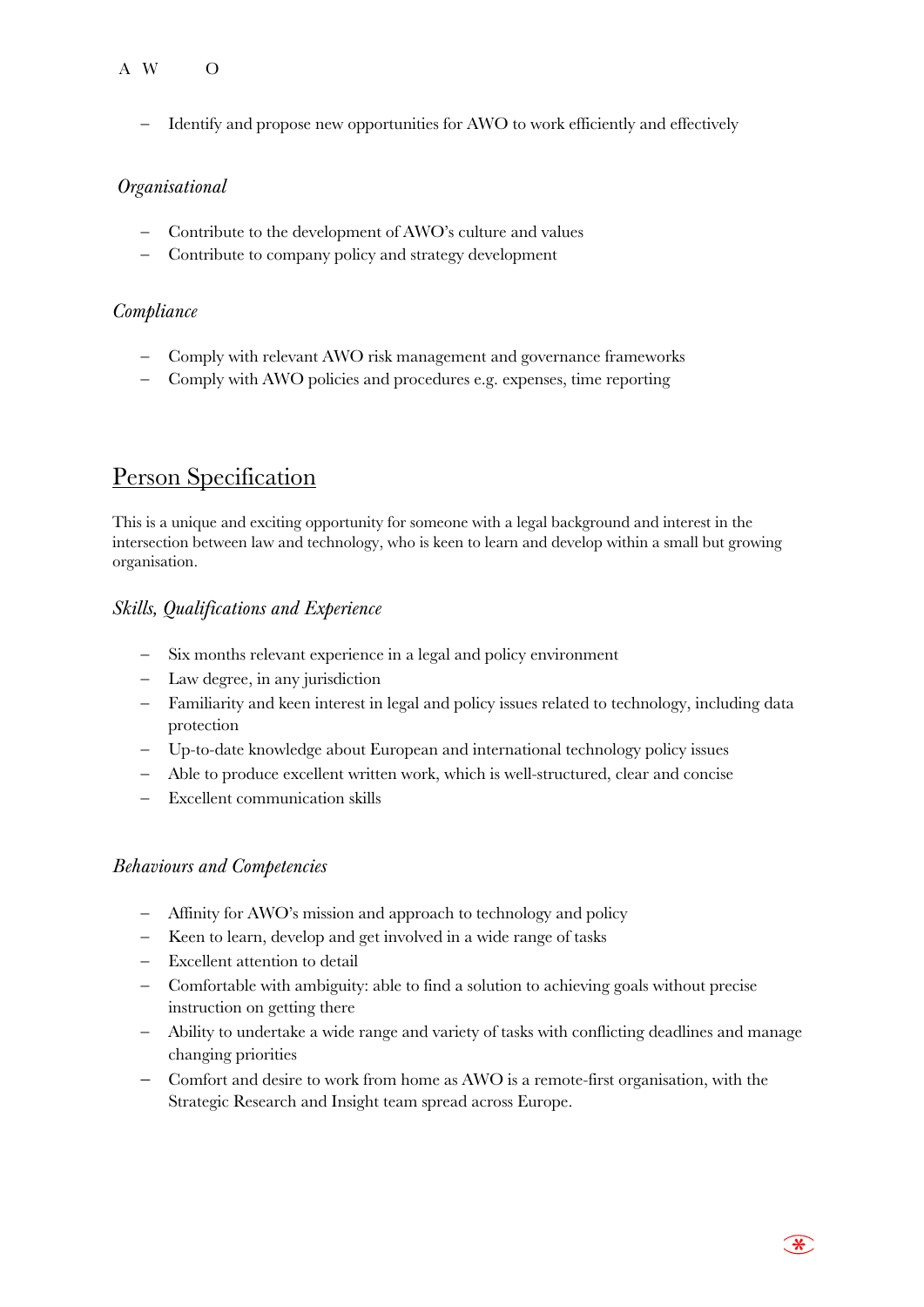- Identify and propose new opportunities for AWO to work efficiently and effectively

### *Organisational*

- Contribute to the development of AWO's culture and values
- Contribute to company policy and strategy development

### *Compliance*

- Comply with relevant AWO risk management and governance frameworks
- Comply with AWO policies and procedures e.g. expenses, time reporting

## Person Specification

This is a unique and exciting opportunity for someone with a legal background and interest in the intersection between law and technology, who is keen to learn and develop within a small but growing organisation.

### *Skills, Qualifications and Experience*

- Six months relevant experience in a legal and policy environment
- Law degree, in any jurisdiction
- Familiarity and keen interest in legal and policy issues related to technology, including data protection
- Up-to-date knowledge about European and international technology policy issues
- Able to produce excellent written work, which is well-structured, clear and concise
- Excellent communication skills

### *Behaviours and Competencies*

- Affinity for AWO's mission and approach to technology and policy
- Keen to learn, develop and get involved in a wide range of tasks
- Excellent attention to detail
- Comfortable with ambiguity: able to find a solution to achieving goals without precise instruction on getting there
- Ability to undertake a wide range and variety of tasks with conflicting deadlines and manage changing priorities
- Comfort and desire to work from home as AWO is a remote-first organisation, with the Strategic Research and Insight team spread across Europe.